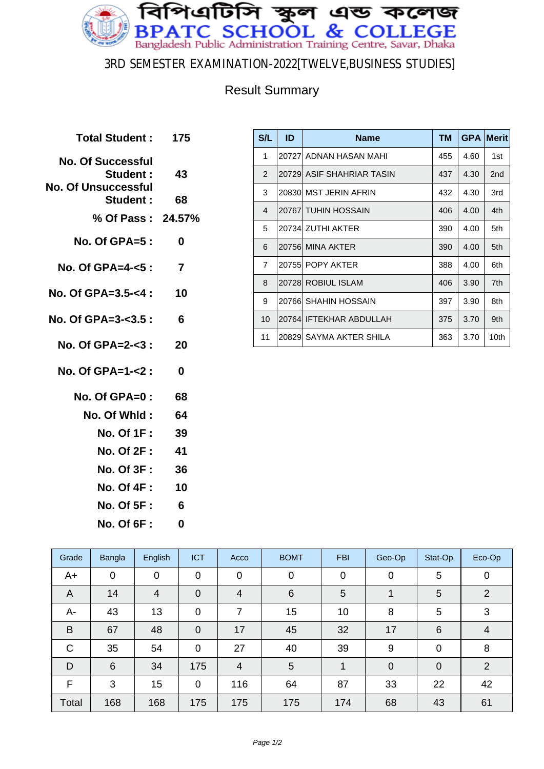# বিপিএটিসি স্কুল এন্ড কলেজ
# BPATC SCHOOL & COLLEGE
Bangladesh Public Administration Training Centre, Savar, Dhaka

## 3RD SEMESTER EXAMINATION-2022[TWELVE,BUSINESS STUDIES]

### Result Summary

| | |
|---|---|
| **Total Student :** | **175** |
| **No. Of Successful Student :** | **43** |
| **No. Of Unsuccessful Student :** | **68** |
| **% Of Pass :** | **24.57%** |
| **No. Of GPA=5 :** | **0** |
| **No. Of GPA=4-<5 :** | **7** |
| **No. Of GPA=3.5-<4 :** | **10** |
| **No. Of GPA=3-<3.5 :** | **6** |
| **No. Of GPA=2-<3 :** | **20** |
| **No. Of GPA=1-<2 :** | **0** |
| **No. Of GPA=0 :** | **68** |
| **No. Of Whld :** | **64** |
| **No. Of 1F :** | **39** |
| **No. Of 2F :** | **41** |
| **No. Of 3F :** | **36** |
| **No. Of 4F :** | **10** |
| **No. Of 5F :** | **6** |
| **No. Of 6F :** | **0** |

| S/L | ID | Name | TM | GPA | Merit |
|---|---|---|---|---|---|
| 1 | 20727 | ADNAN HASAN MAHI | 455 | 4.60 | 1st |
| 2 | 20729 | ASIF SHAHRIAR TASIN | 437 | 4.30 | 2nd |
| 3 | 20830 | MST JERIN AFRIN | 432 | 4.30 | 3rd |
| 4 | 20767 | TUHIN HOSSAIN | 406 | 4.00 | 4th |
| 5 | 20734 | ZUTHI AKTER | 390 | 4.00 | 5th |
| 6 | 20756 | MINA AKTER | 390 | 4.00 | 5th |
| 7 | 20755 | POPY AKTER | 388 | 4.00 | 6th |
| 8 | 20728 | ROBIUL ISLAM | 406 | 3.90 | 7th |
| 9 | 20766 | SHAHIN HOSSAIN | 397 | 3.90 | 8th |
| 10 | 20764 | IFTEKHAR ABDULLAH | 375 | 3.70 | 9th |
| 11 | 20829 | SAYMA AKTER SHILA | 363 | 3.70 | 10th |

| Grade | Bangla | English | ICT | Acco | BOMT | FBI | Geo-Op | Stat-Op | Eco-Op |
|---|---|---|---|---|---|---|---|---|---|
| A+ | 0 | 0 | 0 | 0 | 0 | 0 | 0 | 5 | 0 |
| A | 14 | 4 | 0 | 4 | 6 | 5 | 1 | 5 | 2 |
| A- | 43 | 13 | 0 | 7 | 15 | 10 | 8 | 5 | 3 |
| B | 67 | 48 | 0 | 17 | 45 | 32 | 17 | 6 | 4 |
| C | 35 | 54 | 0 | 27 | 40 | 39 | 9 | 0 | 8 |
| D | 6 | 34 | 175 | 4 | 5 | 1 | 0 | 0 | 2 |
| F | 3 | 15 | 0 | 116 | 64 | 87 | 33 | 22 | 42 |
| Total | 168 | 168 | 175 | 175 | 175 | 174 | 68 | 43 | 61 |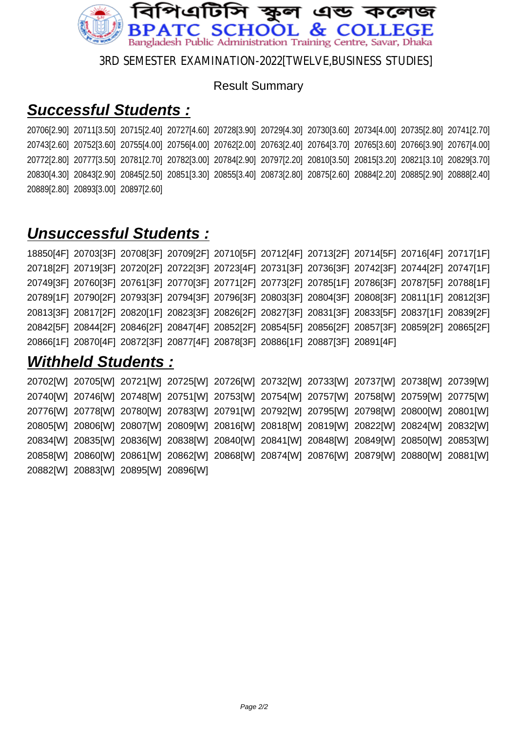# বিপিএটিসি স্কুল এন্ড কলেজ
# BPATC SCHOOL & COLLEGE
Bangladesh Public Administration Training Centre, Savar, Dhaka

3RD SEMESTER EXAMINATION-2022[TWELVE,BUSINESS STUDIES]

Result Summary

## ***Successful Students :***

20706[2.90] 20711[3.50] 20715[2.40] 20727[4.60] 20728[3.90] 20729[4.30] 20730[3.60] 20734[4.00] 20735[2.80] 20741[2.70] 20743[2.60] 20752[3.60] 20755[4.00] 20756[4.00] 20762[2.00] 20763[2.40] 20764[3.70] 20765[3.60] 20766[3.90] 20767[4.00] 20772[2.80] 20777[3.50] 20781[2.70] 20782[3.00] 20784[2.90] 20797[2.20] 20810[3.50] 20815[3.20] 20821[3.10] 20829[3.70] 20830[4.30] 20843[2.90] 20845[2.50] 20851[3.30] 20855[3.40] 20873[2.80] 20875[2.60] 20884[2.20] 20885[2.90] 20888[2.40] 20889[2.80] 20893[3.00] 20897[2.60]

## ***Unsuccessful Students :***

18850[4F] 20703[3F] 20708[3F] 20709[2F] 20710[5F] 20712[4F] 20713[2F] 20714[5F] 20716[4F] 20717[1F] 20718[2F] 20719[3F] 20720[2F] 20722[3F] 20723[4F] 20731[3F] 20736[3F] 20742[3F] 20744[2F] 20747[1F] 20749[3F] 20760[3F] 20761[3F] 20770[3F] 20771[2F] 20773[2F] 20785[1F] 20786[3F] 20787[5F] 20788[1F] 20789[1F] 20790[2F] 20793[3F] 20794[3F] 20796[3F] 20803[3F] 20804[3F] 20808[3F] 20811[1F] 20812[3F] 20813[3F] 20817[2F] 20820[1F] 20823[3F] 20826[2F] 20827[3F] 20831[3F] 20833[5F] 20837[1F] 20839[2F] 20842[5F] 20844[2F] 20846[2F] 20847[4F] 20852[2F] 20854[5F] 20856[2F] 20857[3F] 20859[2F] 20865[2F] 20866[1F] 20870[4F] 20872[3F] 20877[4F] 20878[3F] 20886[1F] 20887[3F] 20891[4F]

## ***Withheld Students :***

20702[W] 20705[W] 20721[W] 20725[W] 20726[W] 20732[W] 20733[W] 20737[W] 20738[W] 20739[W] 20740[W] 20746[W] 20748[W] 20751[W] 20753[W] 20754[W] 20757[W] 20758[W] 20759[W] 20775[W] 20776[W] 20778[W] 20780[W] 20783[W] 20791[W] 20792[W] 20795[W] 20798[W] 20800[W] 20801[W] 20805[W] 20806[W] 20807[W] 20809[W] 20816[W] 20818[W] 20819[W] 20822[W] 20824[W] 20832[W] 20834[W] 20835[W] 20836[W] 20838[W] 20840[W] 20841[W] 20848[W] 20849[W] 20850[W] 20853[W] 20858[W] 20860[W] 20861[W] 20862[W] 20868[W] 20874[W] 20876[W] 20879[W] 20880[W] 20881[W] 20882[W] 20883[W] 20895[W] 20896[W]